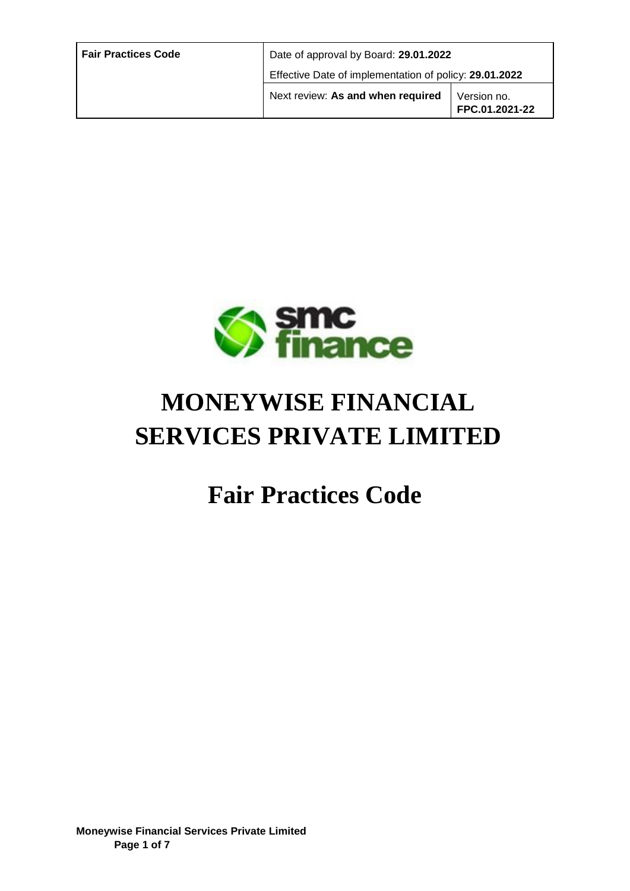| Fair Practices Code | Date of approval by Board: **29.01.2022** | |
|---|---|---|
| | Effective Date of implementation of policy: **29.01.2022** | |
| | Next review: **As and when required** | Version no. **FPC.01.2021-22** |

# MONEYWISE FINANCIAL SERVICES PRIVATE LIMITED

# Fair Practices Code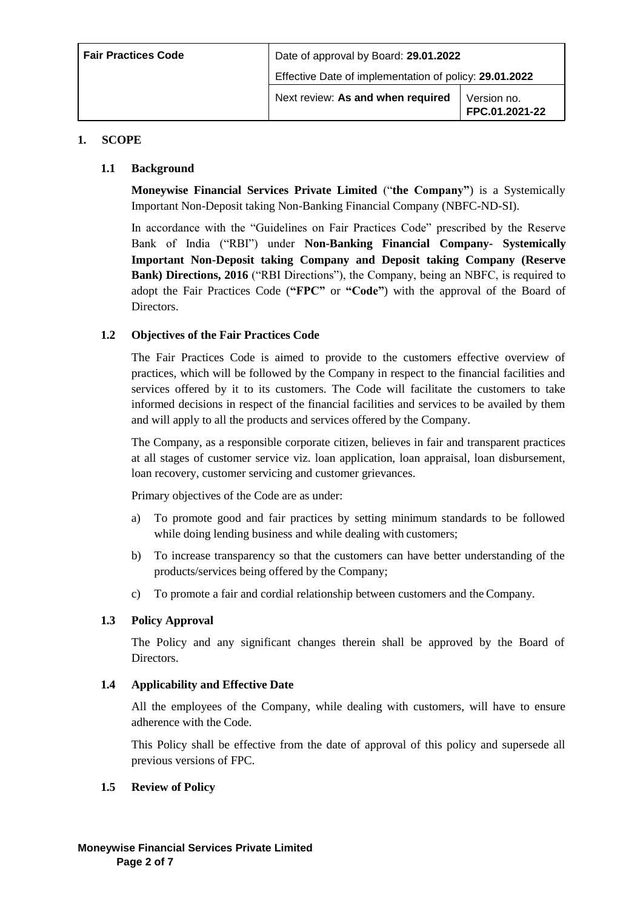| Fair Practices Code | Date of approval by Board: **29.01.2022** | |
|---|---|---|
| | Effective Date of implementation of policy: **29.01.2022** | |
| | Next review: **As and when required** | Version no. **FPC.01.2021-22** |

## 1. SCOPE

### 1.1 Background

**Moneywise Financial Services Private Limited** ("**the Company"**) is a Systemically Important Non-Deposit taking Non-Banking Financial Company (NBFC-ND-SI).

In accordance with the "Guidelines on Fair Practices Code" prescribed by the Reserve Bank of India ("RBI") under **Non-Banking Financial Company- Systemically Important Non-Deposit taking Company and Deposit taking Company (Reserve Bank) Directions, 2016** ("RBI Directions"), the Company, being an NBFC, is required to adopt the Fair Practices Code (**"FPC"** or **"Code"**) with the approval of the Board of Directors.

### 1.2 Objectives of the Fair Practices Code

The Fair Practices Code is aimed to provide to the customers effective overview of practices, which will be followed by the Company in respect to the financial facilities and services offered by it to its customers. The Code will facilitate the customers to take informed decisions in respect of the financial facilities and services to be availed by them and will apply to all the products and services offered by the Company.

The Company, as a responsible corporate citizen, believes in fair and transparent practices at all stages of customer service viz. loan application, loan appraisal, loan disbursement, loan recovery, customer servicing and customer grievances.

Primary objectives of the Code are as under:

a) To promote good and fair practices by setting minimum standards to be followed while doing lending business and while dealing with customers;

b) To increase transparency so that the customers can have better understanding of the products/services being offered by the Company;

c) To promote a fair and cordial relationship between customers and the Company.

### 1.3 Policy Approval

The Policy and any significant changes therein shall be approved by the Board of Directors.

### 1.4 Applicability and Effective Date

All the employees of the Company, while dealing with customers, will have to ensure adherence with the Code.

This Policy shall be effective from the date of approval of this policy and supersede all previous versions of FPC.

### 1.5 Review of Policy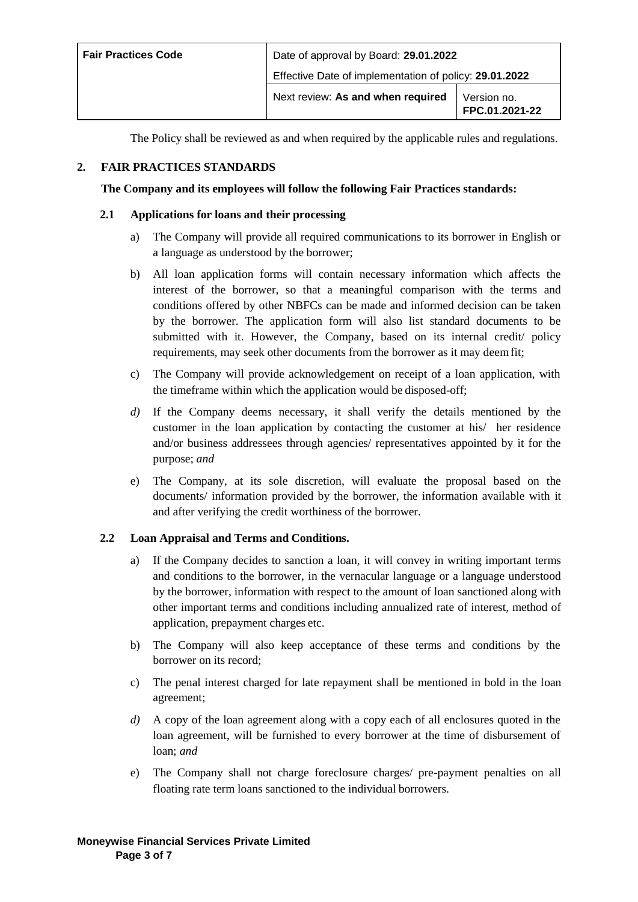The Policy shall be reviewed as and when required by the applicable rules and regulations.

## 2. FAIR PRACTICES STANDARDS

**The Company and its employees will follow the following Fair Practices standards:**

### 2.1 Applications for loans and their processing

a) The Company will provide all required communications to its borrower in English or a language as understood by the borrower;

b) All loan application forms will contain necessary information which affects the interest of the borrower, so that a meaningful comparison with the terms and conditions offered by other NBFCs can be made and informed decision can be taken by the borrower. The application form will also list standard documents to be submitted with it. However, the Company, based on its internal credit/ policy requirements, may seek other documents from the borrower as it may deem fit;

c) The Company will provide acknowledgement on receipt of a loan application, with the timeframe within which the application would be disposed-off;

*d)* If the Company deems necessary, it shall verify the details mentioned by the customer in the loan application by contacting the customer at his/ her residence and/or business addressees through agencies/ representatives appointed by it for the purpose; *and*

e) The Company, at its sole discretion, will evaluate the proposal based on the documents/ information provided by the borrower, the information available with it and after verifying the credit worthiness of the borrower.

### 2.2 Loan Appraisal and Terms and Conditions.

a) If the Company decides to sanction a loan, it will convey in writing important terms and conditions to the borrower, in the vernacular language or a language understood by the borrower, information with respect to the amount of loan sanctioned along with other important terms and conditions including annualized rate of interest, method of application, prepayment charges etc.

b) The Company will also keep acceptance of these terms and conditions by the borrower on its record;

c) The penal interest charged for late repayment shall be mentioned in bold in the loan agreement;

*d)* A copy of the loan agreement along with a copy each of all enclosures quoted in the loan agreement, will be furnished to every borrower at the time of disbursement of loan; *and*

e) The Company shall not charge foreclosure charges/ pre-payment penalties on all floating rate term loans sanctioned to the individual borrowers.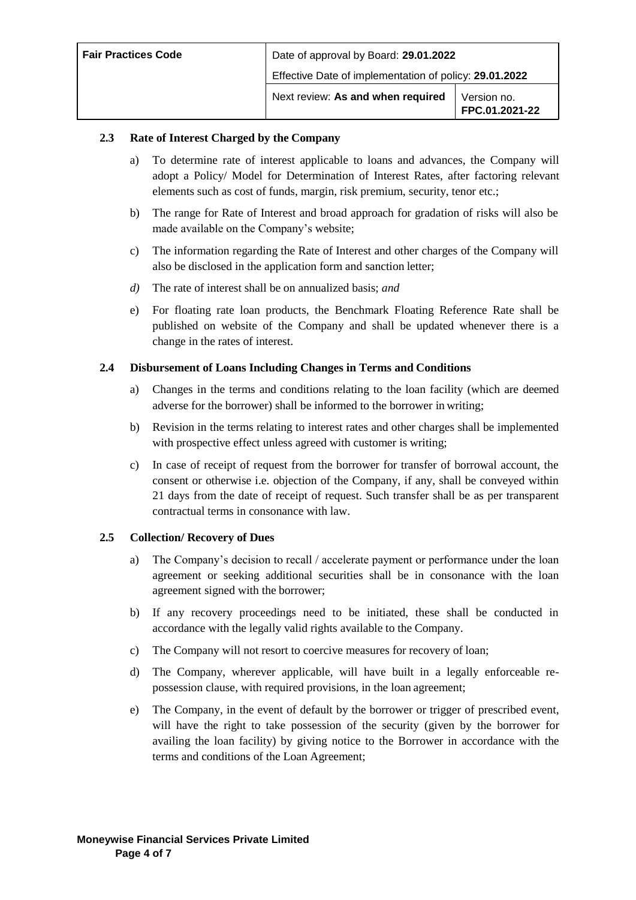### 2.3 Rate of Interest Charged by the Company

a) To determine rate of interest applicable to loans and advances, the Company will adopt a Policy/ Model for Determination of Interest Rates, after factoring relevant elements such as cost of funds, margin, risk premium, security, tenor etc.;

b) The range for Rate of Interest and broad approach for gradation of risks will also be made available on the Company's website;

c) The information regarding the Rate of Interest and other charges of the Company will also be disclosed in the application form and sanction letter;

*d)* The rate of interest shall be on annualized basis; *and*

e) For floating rate loan products, the Benchmark Floating Reference Rate shall be published on website of the Company and shall be updated whenever there is a change in the rates of interest.

### 2.4 Disbursement of Loans Including Changes in Terms and Conditions

a) Changes in the terms and conditions relating to the loan facility (which are deemed adverse for the borrower) shall be informed to the borrower in writing;

b) Revision in the terms relating to interest rates and other charges shall be implemented with prospective effect unless agreed with customer is writing;

c) In case of receipt of request from the borrower for transfer of borrowal account, the consent or otherwise i.e. objection of the Company, if any, shall be conveyed within 21 days from the date of receipt of request. Such transfer shall be as per transparent contractual terms in consonance with law.

### 2.5 Collection/ Recovery of Dues

a) The Company's decision to recall / accelerate payment or performance under the loan agreement or seeking additional securities shall be in consonance with the loan agreement signed with the borrower;

b) If any recovery proceedings need to be initiated, these shall be conducted in accordance with the legally valid rights available to the Company.

c) The Company will not resort to coercive measures for recovery of loan;

d) The Company, wherever applicable, will have built in a legally enforceable re-possession clause, with required provisions, in the loan agreement;

e) The Company, in the event of default by the borrower or trigger of prescribed event, will have the right to take possession of the security (given by the borrower for availing the loan facility) by giving notice to the Borrower in accordance with the terms and conditions of the Loan Agreement;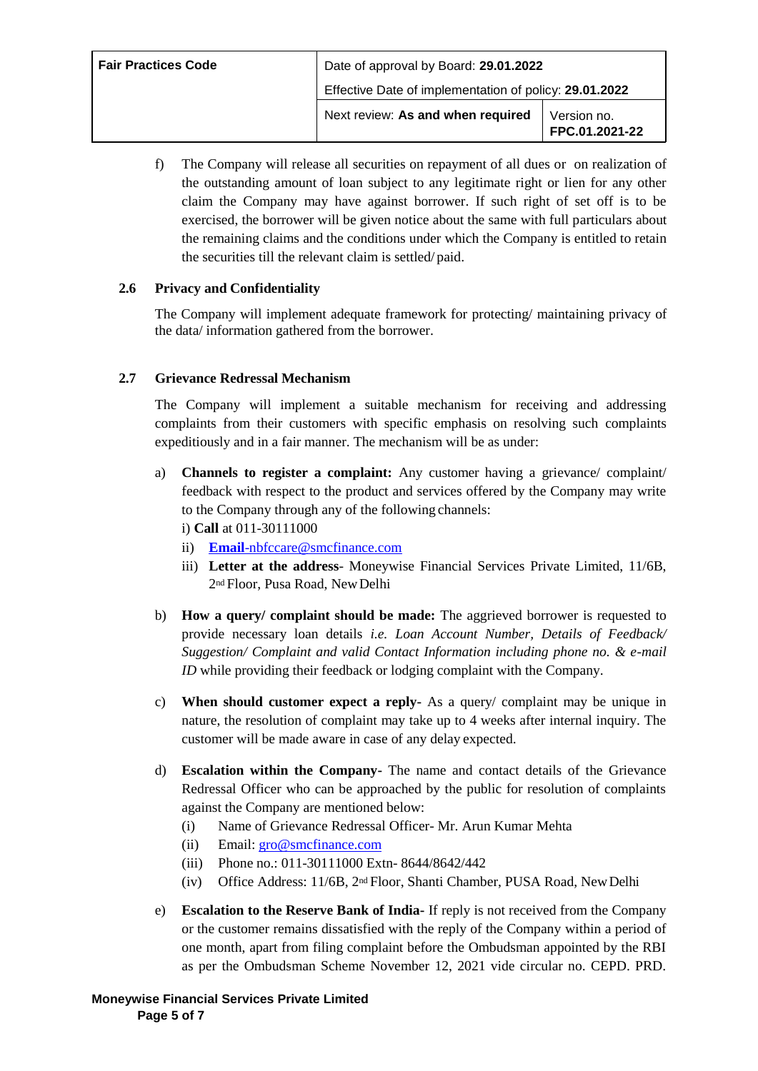f) The Company will release all securities on repayment of all dues or on realization of the outstanding amount of loan subject to any legitimate right or lien for any other claim the Company may have against borrower. If such right of set off is to be exercised, the borrower will be given notice about the same with full particulars about the remaining claims and the conditions under which the Company is entitled to retain the securities till the relevant claim is settled/ paid.

### 2.6 Privacy and Confidentiality

The Company will implement adequate framework for protecting/ maintaining privacy of the data/ information gathered from the borrower.

### 2.7 Grievance Redressal Mechanism

The Company will implement a suitable mechanism for receiving and addressing complaints from their customers with specific emphasis on resolving such complaints expeditiously and in a fair manner. The mechanism will be as under:

a) **Channels to register a complaint:** Any customer having a grievance/ complaint/ feedback with respect to the product and services offered by the Company may write to the Company through any of the following channels:
   i) **Call** at 011-30111000
   ii) **Email**-nbfccare@smcfinance.com
   iii) **Letter at the address**- Moneywise Financial Services Private Limited, 11/6B, 2nd Floor, Pusa Road, New Delhi

b) **How a query/ complaint should be made:** The aggrieved borrower is requested to provide necessary loan details *i.e. Loan Account Number, Details of Feedback/ Suggestion/ Complaint and valid Contact Information including phone no. & e-mail ID* while providing their feedback or lodging complaint with the Company.

c) **When should customer expect a reply**- As a query/ complaint may be unique in nature, the resolution of complaint may take up to 4 weeks after internal inquiry. The customer will be made aware in case of any delay expected.

d) **Escalation within the Company-** The name and contact details of the Grievance Redressal Officer who can be approached by the public for resolution of complaints against the Company are mentioned below:
   (i) Name of Grievance Redressal Officer- Mr. Arun Kumar Mehta
   (ii) Email: gro@smcfinance.com
   (iii) Phone no.: 011-30111000 Extn- 8644/8642/442
   (iv) Office Address: 11/6B, 2nd Floor, Shanti Chamber, PUSA Road, New Delhi

e) **Escalation to the Reserve Bank of India**- If reply is not received from the Company or the customer remains dissatisfied with the reply of the Company within a period of one month, apart from filing complaint before the Ombudsman appointed by the RBI as per the Ombudsman Scheme November 12, 2021 vide circular no. CEPD. PRD.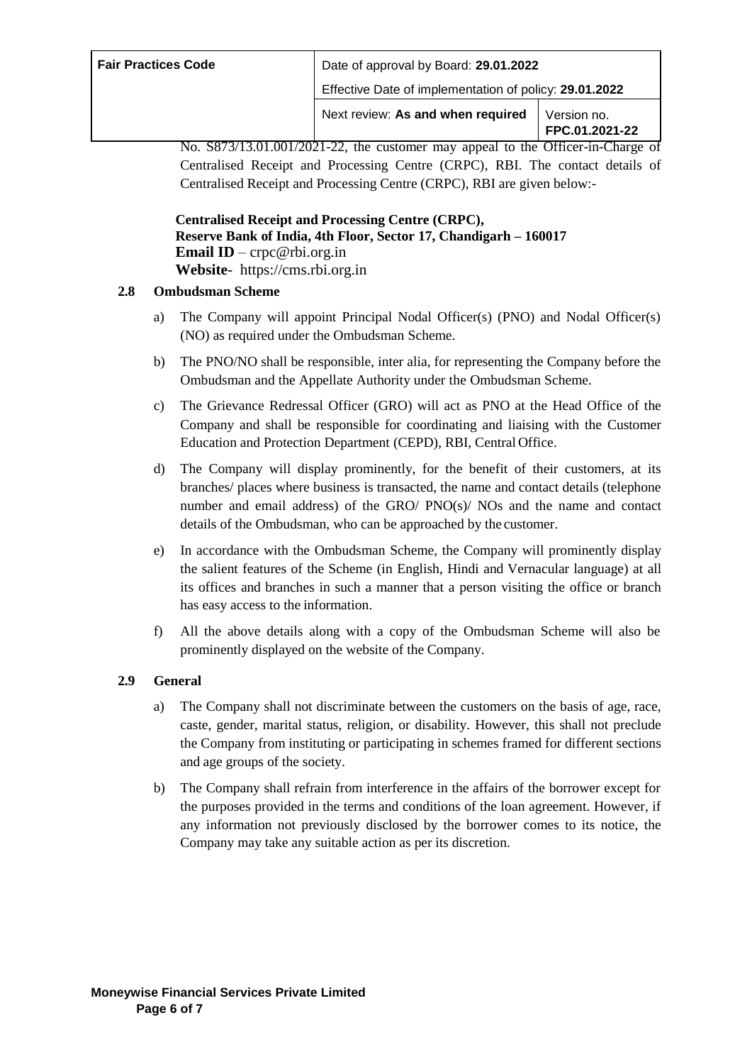No. S873/13.01.001/2021-22, the customer may appeal to the Officer-in-Charge of Centralised Receipt and Processing Centre (CRPC), RBI. The contact details of Centralised Receipt and Processing Centre (CRPC), RBI are given below:-

**Centralised Receipt and Processing Centre (CRPC),**
**Reserve Bank of India, 4th Floor, Sector 17, Chandigarh – 160017**
**Email ID** – crpc@rbi.org.in
**Website**- https://cms.rbi.org.in

### 2.8 Ombudsman Scheme

a) The Company will appoint Principal Nodal Officer(s) (PNO) and Nodal Officer(s) (NO) as required under the Ombudsman Scheme.

b) The PNO/NO shall be responsible, inter alia, for representing the Company before the Ombudsman and the Appellate Authority under the Ombudsman Scheme.

c) The Grievance Redressal Officer (GRO) will act as PNO at the Head Office of the Company and shall be responsible for coordinating and liaising with the Customer Education and Protection Department (CEPD), RBI, Central Office.

d) The Company will display prominently, for the benefit of their customers, at its branches/ places where business is transacted, the name and contact details (telephone number and email address) of the GRO/ PNO(s)/ NOs and the name and contact details of the Ombudsman, who can be approached by the customer.

e) In accordance with the Ombudsman Scheme, the Company will prominently display the salient features of the Scheme (in English, Hindi and Vernacular language) at all its offices and branches in such a manner that a person visiting the office or branch has easy access to the information.

f) All the above details along with a copy of the Ombudsman Scheme will also be prominently displayed on the website of the Company.

### 2.9 General

a) The Company shall not discriminate between the customers on the basis of age, race, caste, gender, marital status, religion, or disability. However, this shall not preclude the Company from instituting or participating in schemes framed for different sections and age groups of the society.

b) The Company shall refrain from interference in the affairs of the borrower except for the purposes provided in the terms and conditions of the loan agreement. However, if any information not previously disclosed by the borrower comes to its notice, the Company may take any suitable action as per its discretion.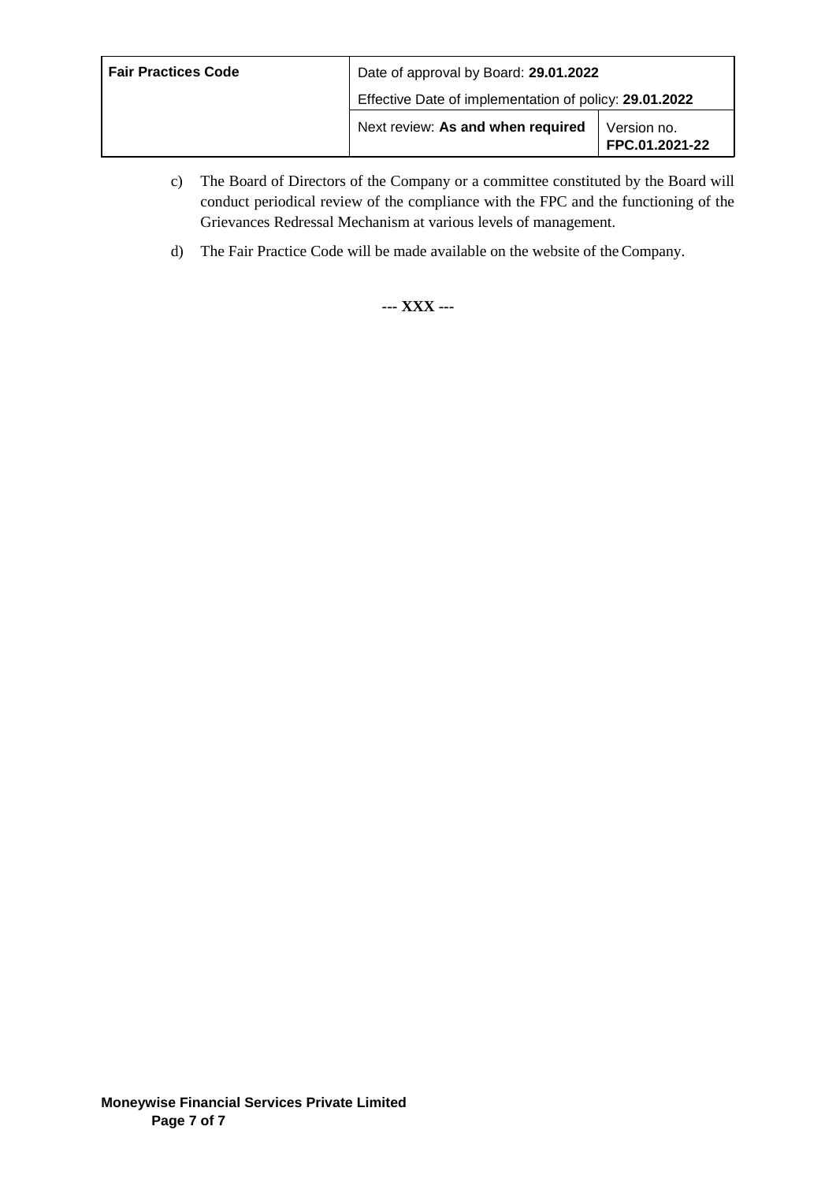c) The Board of Directors of the Company or a committee constituted by the Board will conduct periodical review of the compliance with the FPC and the functioning of the Grievances Redressal Mechanism at various levels of management.

d) The Fair Practice Code will be made available on the website of the Company.

--- **XXX** ---